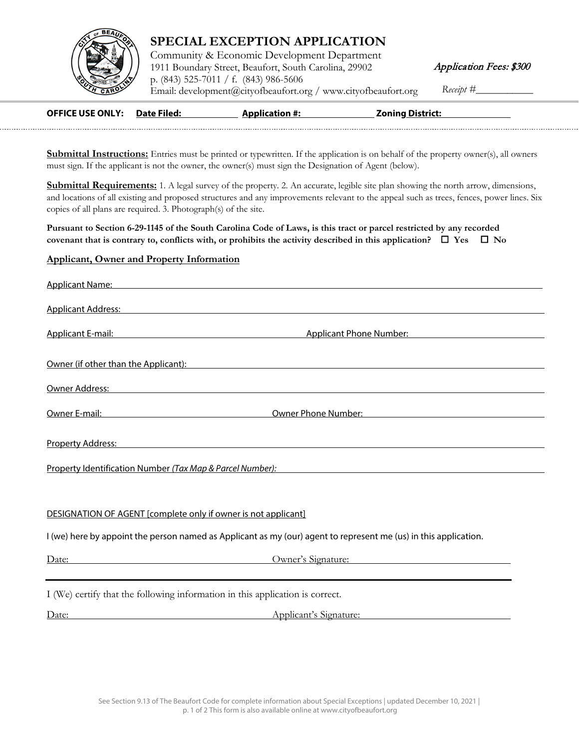# SPECIAL EXCEPTION APPLICATION

Community & Economic Development Department
1911 Boundary Street, Beaufort, South Carolina, 29902
p. (843) 525-7011 / f. (843) 986-5606
Email: development@cityofbeaufort.org / www.cityofbeaufort.org

*Application Fees: $300*

*Receipt #*\_\_\_\_\_\_\_\_\_\_\_

**OFFICE USE ONLY:** **Date Filed:** \_\_\_\_\_\_\_\_ **Application #:** \_\_\_\_\_\_\_\_ **Zoning District:** \_\_\_\_\_\_\_\_

**Submittal Instructions:** Entries must be printed or typewritten. If the application is on behalf of the property owner(s), all owners must sign. If the applicant is not the owner, the owner(s) must sign the Designation of Agent (below).

**Submittal Requirements:** 1. A legal survey of the property. 2. An accurate, legible site plan showing the north arrow, dimensions, and locations of all existing and proposed structures and any improvements relevant to the appeal such as trees, fences, power lines. Six copies of all plans are required. 3. Photograph(s) of the site.

**Pursuant to Section 6-29-1145 of the South Carolina Code of Laws, is this tract or parcel restricted by any recorded covenant that is contrary to, conflicts with, or prohibits the activity described in this application?** ☐ **Yes** ☐ **No**

## Applicant, Owner and Property Information

Applicant Name: \_\_\_\_\_\_\_\_\_\_\_\_\_\_\_\_\_\_\_\_\_\_\_\_

Applicant Address: \_\_\_\_\_\_\_\_\_\_\_\_\_\_\_\_\_\_\_\_\_\_\_\_

Applicant E-mail: \_\_\_\_\_\_\_\_\_\_\_\_ Applicant Phone Number: \_\_\_\_\_\_\_\_\_\_\_\_

Owner (if other than the Applicant): \_\_\_\_\_\_\_\_\_\_\_\_\_\_\_\_\_\_\_\_\_\_\_\_

Owner Address: \_\_\_\_\_\_\_\_\_\_\_\_\_\_\_\_\_\_\_\_\_\_\_\_

Owner E-mail: \_\_\_\_\_\_\_\_\_\_\_\_ Owner Phone Number: \_\_\_\_\_\_\_\_\_\_\_\_

Property Address: \_\_\_\_\_\_\_\_\_\_\_\_\_\_\_\_\_\_\_\_\_\_\_\_

Property Identification Number *(Tax Map & Parcel Number):* \_\_\_\_\_\_\_\_\_\_\_\_\_\_\_\_\_\_\_\_\_\_\_\_

DESIGNATION OF AGENT [complete only if owner is not applicant]

I (we) here by appoint the person named as Applicant as my (our) agent to represent me (us) in this application.

Date: \_\_\_\_\_\_\_\_\_\_\_\_ Owner's Signature: \_\_\_\_\_\_\_\_\_\_\_\_

---

I (We) certify that the following information in this application is correct.

Date: \_\_\_\_\_\_\_\_\_\_\_\_ Applicant's Signature: \_\_\_\_\_\_\_\_\_\_\_\_

See Section 9.13 of The Beaufort Code for complete information about Special Exceptions | updated December 10, 2021 | This form is also available online at www.cityofbeaufort.org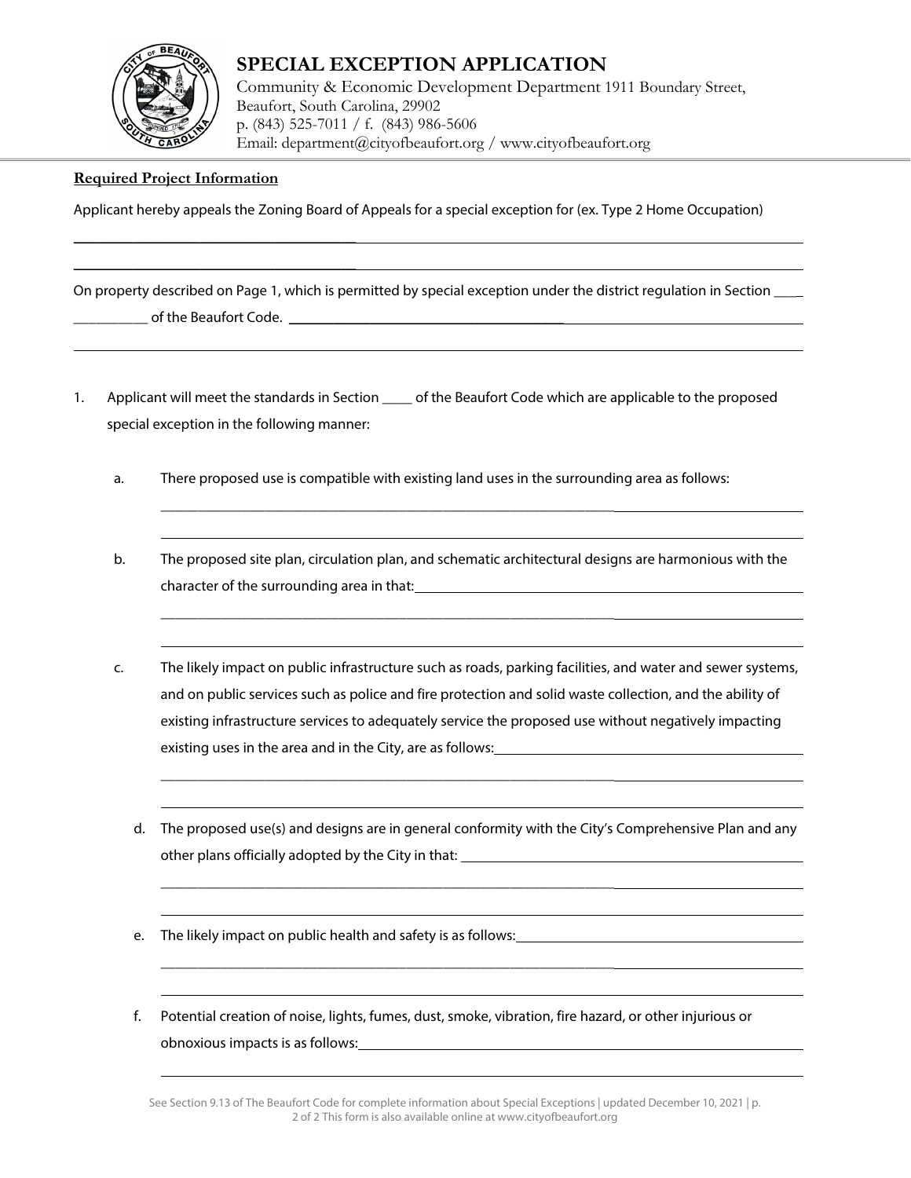# SPECIAL EXCEPTION APPLICATION

Community & Economic Development Department 1911 Boundary Street, Beaufort, South Carolina, 29902
p. (843) 525-7011 / f. (843) 986-5606
Email: department@cityofbeaufort.org / www.cityofbeaufort.org

**Required Project Information**

Applicant hereby appeals the Zoning Board of Appeals for a special exception for (ex. Type 2 Home Occupation)

______________________________________________________________________________

______________________________________________________________________________

On property described on Page 1, which is permitted by special exception under the district regulation in Section ____ __________ of the Beaufort Code. ______________________________________________

______________________________________________________________________________

1. Applicant will meet the standards in Section ____ of the Beaufort Code which are applicable to the proposed special exception in the following manner:

   a. There proposed use is compatible with existing land uses in the surrounding area as follows:

   ______________________________________________________________________

   ______________________________________________________________________

   b. The proposed site plan, circulation plan, and schematic architectural designs are harmonious with the character of the surrounding area in that: ______________________________

   ______________________________________________________________________

   ______________________________________________________________________

   c. The likely impact on public infrastructure such as roads, parking facilities, and water and sewer systems, and on public services such as police and fire protection and solid waste collection, and the ability of existing infrastructure services to adequately service the proposed use without negatively impacting existing uses in the area and in the City, are as follows: ______________________

   ______________________________________________________________________

   ______________________________________________________________________

   d. The proposed use(s) and designs are in general conformity with the City's Comprehensive Plan and any other plans officially adopted by the City in that: ______________________________

   ______________________________________________________________________

   ______________________________________________________________________

   e. The likely impact on public health and safety is as follows: ______________________________

   ______________________________________________________________________

   ______________________________________________________________________

   f. Potential creation of noise, lights, fumes, dust, smoke, vibration, fire hazard, or other injurious or obnoxious impacts is as follows: ______________________________________

   ______________________________________________________________________

See Section 9.13 of The Beaufort Code for complete information about Special Exceptions | updated December 10, 2021 | This form is also available online at www.cityofbeaufort.org